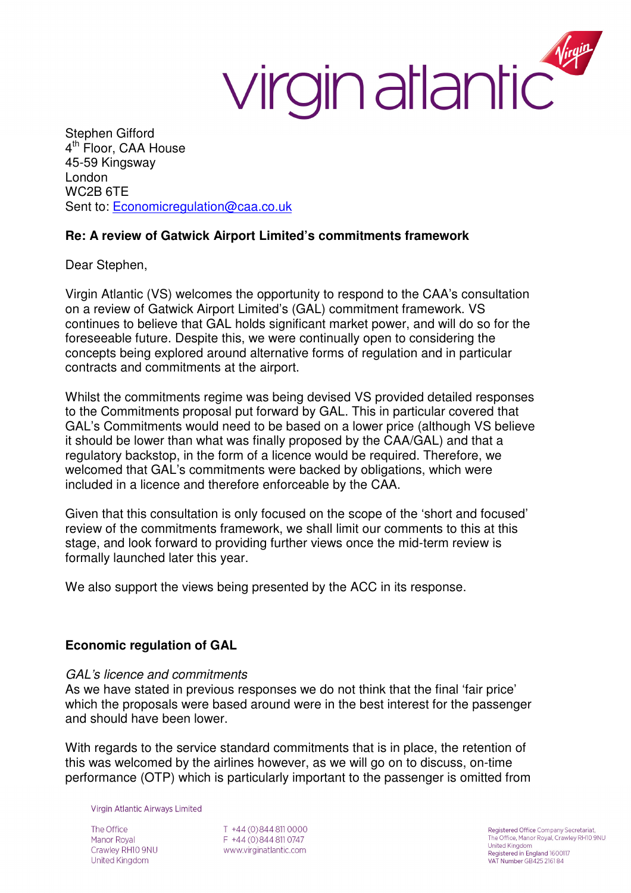Stephen Gifford
4th Floor, CAA House
45-59 Kingsway
London
WC2B 6TE
Sent to: Economicregulation@caa.co.uk

**Re: A review of Gatwick Airport Limited's commitments framework**

Dear Stephen,

Virgin Atlantic (VS) welcomes the opportunity to respond to the CAA's consultation on a review of Gatwick Airport Limited's (GAL) commitment framework. VS continues to believe that GAL holds significant market power, and will do so for the foreseeable future. Despite this, we were continually open to considering the concepts being explored around alternative forms of regulation and in particular contracts and commitments at the airport.

Whilst the commitments regime was being devised VS provided detailed responses to the Commitments proposal put forward by GAL. This in particular covered that GAL's Commitments would need to be based on a lower price (although VS believe it should be lower than what was finally proposed by the CAA/GAL) and that a regulatory backstop, in the form of a licence would be required. Therefore, we welcomed that GAL's commitments were backed by obligations, which were included in a licence and therefore enforceable by the CAA.

Given that this consultation is only focused on the scope of the 'short and focused' review of the commitments framework, we shall limit our comments to this at this stage, and look forward to providing further views once the mid-term review is formally launched later this year.

We also support the views being presented by the ACC in its response.

**Economic regulation of GAL**

*GAL's licence and commitments*

As we have stated in previous responses we do not think that the final 'fair price' which the proposals were based around were in the best interest for the passenger and should have been lower.

With regards to the service standard commitments that is in place, the retention of this was welcomed by the airlines however, as we will go on to discuss, on-time performance (OTP) which is particularly important to the passenger is omitted from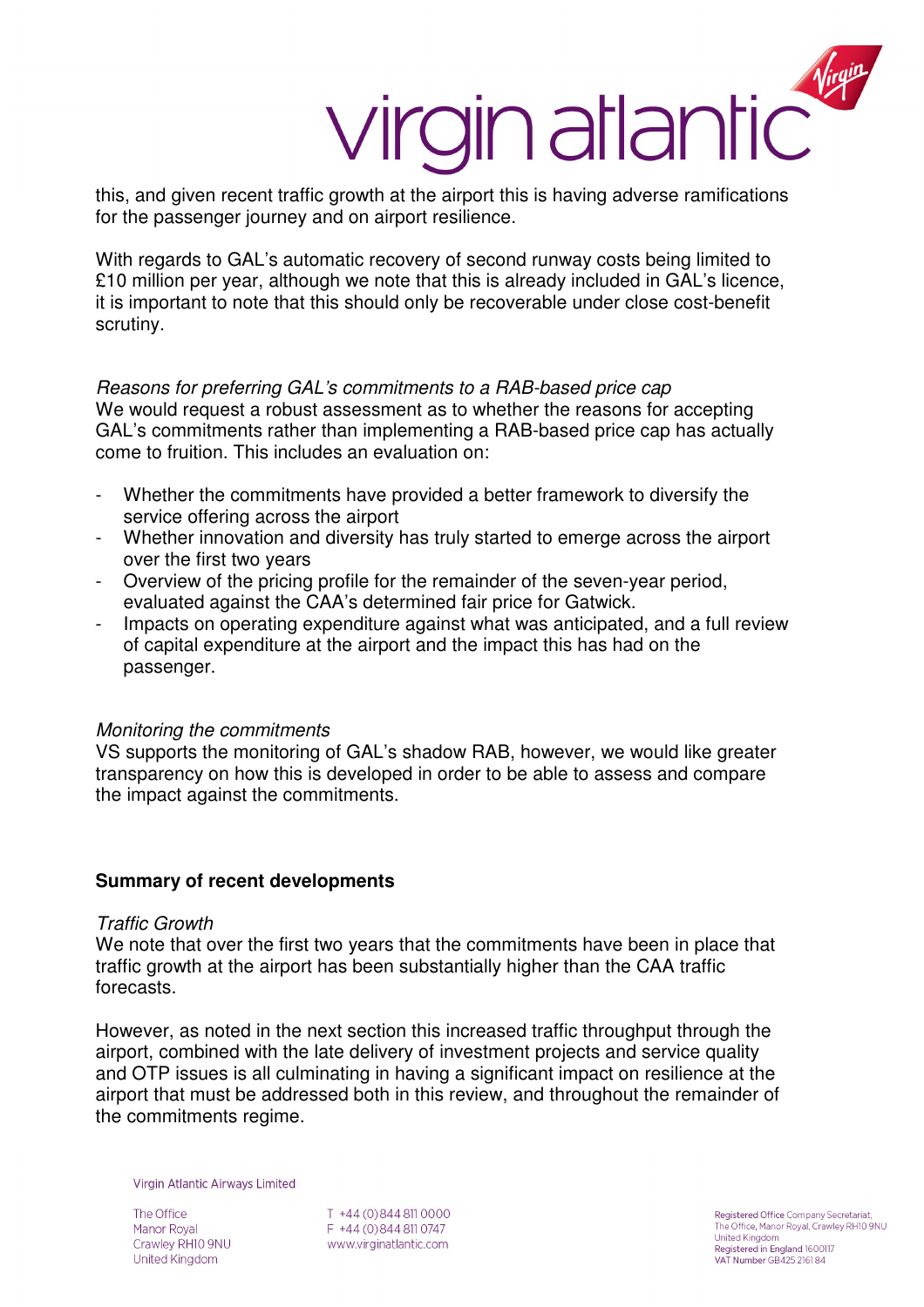this, and given recent traffic growth at the airport this is having adverse ramifications for the passenger journey and on airport resilience.

With regards to GAL's automatic recovery of second runway costs being limited to £10 million per year, although we note that this is already included in GAL's licence, it is important to note that this should only be recoverable under close cost-benefit scrutiny.

*Reasons for preferring GAL's commitments to a RAB-based price cap*
We would request a robust assessment as to whether the reasons for accepting GAL's commitments rather than implementing a RAB-based price cap has actually come to fruition. This includes an evaluation on:

- Whether the commitments have provided a better framework to diversify the service offering across the airport
- Whether innovation and diversity has truly started to emerge across the airport over the first two years
- Overview of the pricing profile for the remainder of the seven-year period, evaluated against the CAA's determined fair price for Gatwick.
- Impacts on operating expenditure against what was anticipated, and a full review of capital expenditure at the airport and the impact this has had on the passenger.

*Monitoring the commitments*
VS supports the monitoring of GAL's shadow RAB, however, we would like greater transparency on how this is developed in order to be able to assess and compare the impact against the commitments.

**Summary of recent developments**

*Traffic Growth*
We note that over the first two years that the commitments have been in place that traffic growth at the airport has been substantially higher than the CAA traffic forecasts.

However, as noted in the next section this increased traffic throughput through the airport, combined with the late delivery of investment projects and service quality and OTP issues is all culminating in having a significant impact on resilience at the airport that must be addressed both in this review, and throughout the remainder of the commitments regime.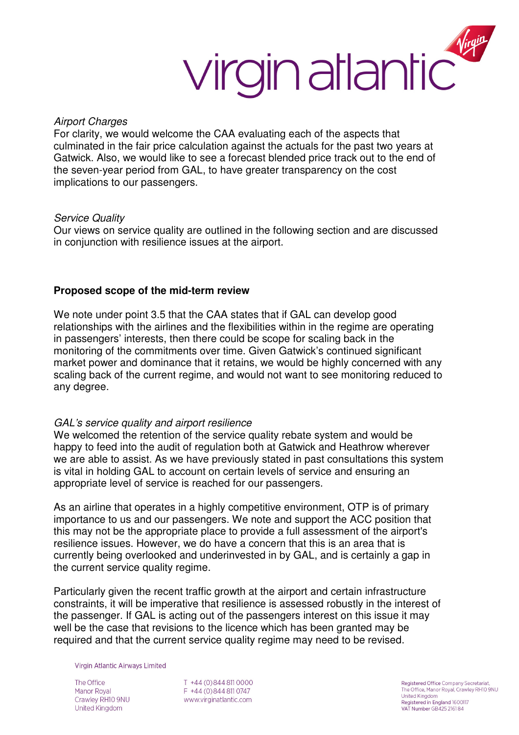*Airport Charges*
For clarity, we would welcome the CAA evaluating each of the aspects that culminated in the fair price calculation against the actuals for the past two years at Gatwick. Also, we would like to see a forecast blended price track out to the end of the seven-year period from GAL, to have greater transparency on the cost implications to our passengers.

*Service Quality*
Our views on service quality are outlined in the following section and are discussed in conjunction with resilience issues at the airport.

**Proposed scope of the mid-term review**

We note under point 3.5 that the CAA states that if GAL can develop good relationships with the airlines and the flexibilities within in the regime are operating in passengers' interests, then there could be scope for scaling back in the monitoring of the commitments over time. Given Gatwick's continued significant market power and dominance that it retains, we would be highly concerned with any scaling back of the current regime, and would not want to see monitoring reduced to any degree.

*GAL's service quality and airport resilience*
We welcomed the retention of the service quality rebate system and would be happy to feed into the audit of regulation both at Gatwick and Heathrow wherever we are able to assist. As we have previously stated in past consultations this system is vital in holding GAL to account on certain levels of service and ensuring an appropriate level of service is reached for our passengers.

As an airline that operates in a highly competitive environment, OTP is of primary importance to us and our passengers. We note and support the ACC position that this may not be the appropriate place to provide a full assessment of the airport's resilience issues. However, we do have a concern that this is an area that is currently being overlooked and underinvested in by GAL, and is certainly a gap in the current service quality regime.

Particularly given the recent traffic growth at the airport and certain infrastructure constraints, it will be imperative that resilience is assessed robustly in the interest of the passenger. If GAL is acting out of the passengers interest on this issue it may well be the case that revisions to the licence which has been granted may be required and that the current service quality regime may need to be revised.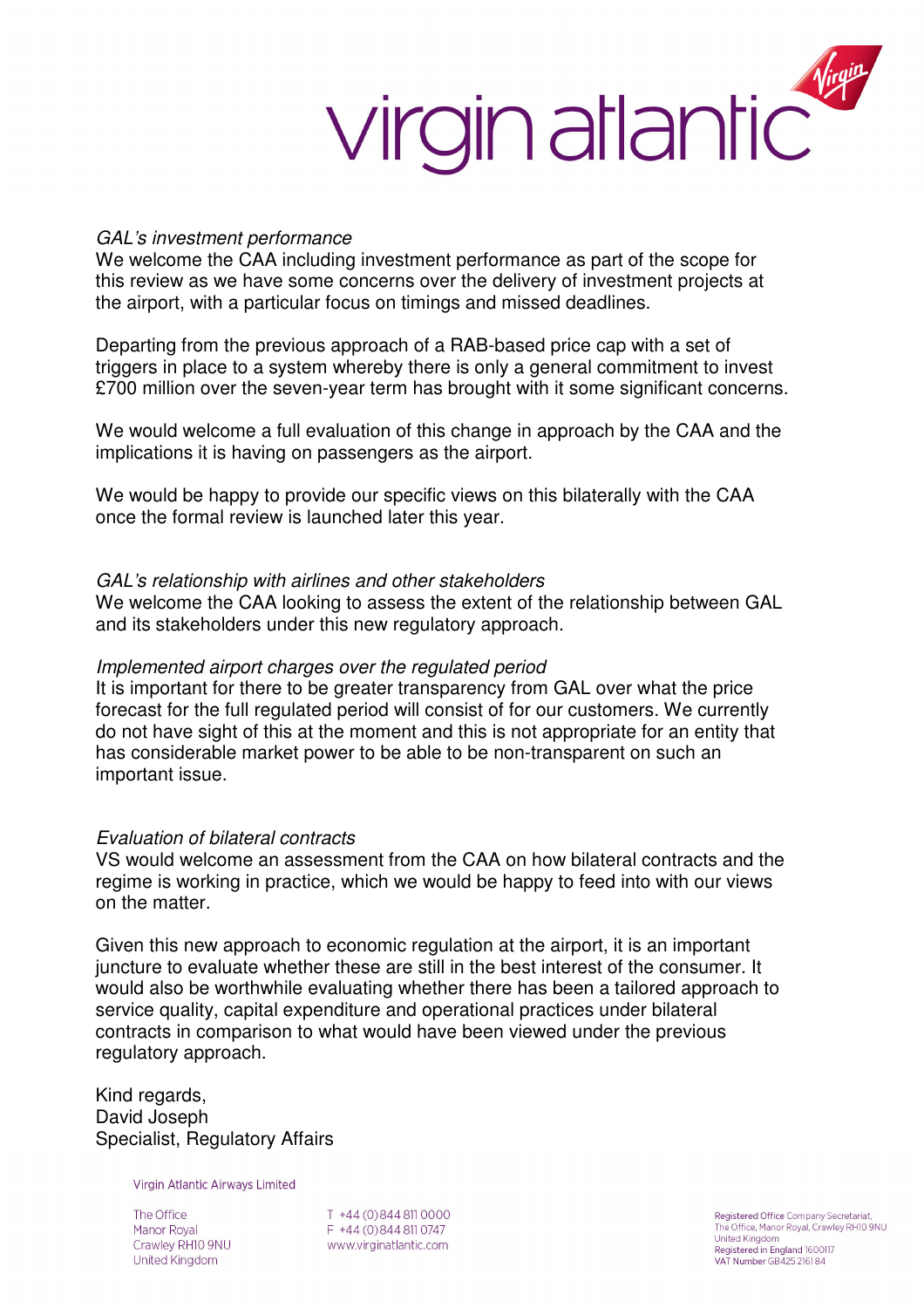*GAL's investment performance*

We welcome the CAA including investment performance as part of the scope for this review as we have some concerns over the delivery of investment projects at the airport, with a particular focus on timings and missed deadlines.

Departing from the previous approach of a RAB-based price cap with a set of triggers in place to a system whereby there is only a general commitment to invest £700 million over the seven-year term has brought with it some significant concerns.

We would welcome a full evaluation of this change in approach by the CAA and the implications it is having on passengers as the airport.

We would be happy to provide our specific views on this bilaterally with the CAA once the formal review is launched later this year.

*GAL's relationship with airlines and other stakeholders*

We welcome the CAA looking to assess the extent of the relationship between GAL and its stakeholders under this new regulatory approach.

*Implemented airport charges over the regulated period*

It is important for there to be greater transparency from GAL over what the price forecast for the full regulated period will consist of for our customers. We currently do not have sight of this at the moment and this is not appropriate for an entity that has considerable market power to be able to be non-transparent on such an important issue.

*Evaluation of bilateral contracts*

VS would welcome an assessment from the CAA on how bilateral contracts and the regime is working in practice, which we would be happy to feed into with our views on the matter.

Given this new approach to economic regulation at the airport, it is an important juncture to evaluate whether these are still in the best interest of the consumer. It would also be worthwhile evaluating whether there has been a tailored approach to service quality, capital expenditure and operational practices under bilateral contracts in comparison to what would have been viewed under the previous regulatory approach.

Kind regards,
David Joseph
Specialist, Regulatory Affairs

Virgin Atlantic Airways Limited

The Office
Manor Royal
Crawley RH10 9NU
United Kingdom

T +44 (0)844 811 0000
F +44 (0)844 811 0747
www.virginatlantic.com

Registered Office Company Secretariat, The Office, Manor Royal, Crawley RH10 9NU United Kingdom
Registered in England 1600117
VAT Number GB425 2161 84